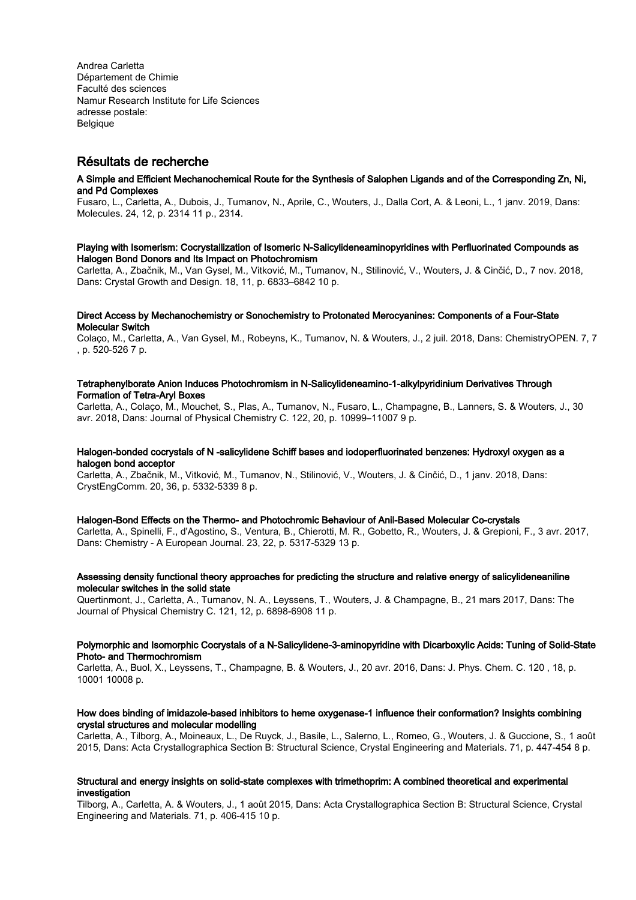Andrea Carletta
Département de Chimie
Faculté des sciences
Namur Research Institute for Life Sciences
adresse postale:
Belgique

## Résultats de recherche

**A Simple and Efficient Mechanochemical Route for the Synthesis of Salophen Ligands and of the Corresponding Zn, Ni, and Pd Complexes**
Fusaro, L., Carletta, A., Dubois, J., Tumanov, N., Aprile, C., Wouters, J., Dalla Cort, A. & Leoni, L., 1 janv. 2019, Dans: Molecules. 24, 12, p. 2314 11 p., 2314.

**Playing with Isomerism: Cocrystallization of Isomeric N-Salicylideneaminopyridines with Perfluorinated Compounds as Halogen Bond Donors and Its Impact on Photochromism**
Carletta, A., Zbačnik, M., Van Gysel, M., Vitković, M., Tumanov, N., Stilinović, V., Wouters, J. & Cinčić, D., 7 nov. 2018, Dans: Crystal Growth and Design. 18, 11, p. 6833–6842 10 p.

**Direct Access by Mechanochemistry or Sonochemistry to Protonated Merocyanines: Components of a Four-State Molecular Switch**
Colaço, M., Carletta, A., Van Gysel, M., Robeyns, K., Tumanov, N. & Wouters, J., 2 juil. 2018, Dans: ChemistryOPEN. 7, 7 , p. 520-526 7 p.

**Tetraphenylborate Anion Induces Photochromism in N-Salicylideneamino-1-alkylpyridinium Derivatives Through Formation of Tetra-Aryl Boxes**
Carletta, A., Colaço, M., Mouchet, S., Plas, A., Tumanov, N., Fusaro, L., Champagne, B., Lanners, S. & Wouters, J., 30 avr. 2018, Dans: Journal of Physical Chemistry C. 122, 20, p. 10999–11007 9 p.

**Halogen-bonded cocrystals of N -salicylidene Schiff bases and iodoperfluorinated benzenes: Hydroxyl oxygen as a halogen bond acceptor**
Carletta, A., Zbačnik, M., Vitković, M., Tumanov, N., Stilinović, V., Wouters, J. & Cinčić, D., 1 janv. 2018, Dans: CrystEngComm. 20, 36, p. 5332-5339 8 p.

**Halogen-Bond Effects on the Thermo- and Photochromic Behaviour of Anil-Based Molecular Co-crystals**
Carletta, A., Spinelli, F., d'Agostino, S., Ventura, B., Chierotti, M. R., Gobetto, R., Wouters, J. & Grepioni, F., 3 avr. 2017, Dans: Chemistry - A European Journal. 23, 22, p. 5317-5329 13 p.

**Assessing density functional theory approaches for predicting the structure and relative energy of salicylideneaniline molecular switches in the solid state**
Quertinmont, J., Carletta, A., Tumanov, N. A., Leyssens, T., Wouters, J. & Champagne, B., 21 mars 2017, Dans: The Journal of Physical Chemistry C. 121, 12, p. 6898-6908 11 p.

**Polymorphic and Isomorphic Cocrystals of a N-Salicylidene-3-aminopyridine with Dicarboxylic Acids: Tuning of Solid-State Photo- and Thermochromism**
Carletta, A., Buol, X., Leyssens, T., Champagne, B. & Wouters, J., 20 avr. 2016, Dans: J. Phys. Chem. C. 120 , 18, p. 10001 10008 p.

**How does binding of imidazole-based inhibitors to heme oxygenase-1 influence their conformation? Insights combining crystal structures and molecular modelling**
Carletta, A., Tilborg, A., Moineaux, L., De Ruyck, J., Basile, L., Salerno, L., Romeo, G., Wouters, J. & Guccione, S., 1 août 2015, Dans: Acta Crystallographica Section B: Structural Science, Crystal Engineering and Materials. 71, p. 447-454 8 p.

**Structural and energy insights on solid-state complexes with trimethoprim: A combined theoretical and experimental investigation**
Tilborg, A., Carletta, A. & Wouters, J., 1 août 2015, Dans: Acta Crystallographica Section B: Structural Science, Crystal Engineering and Materials. 71, p. 406-415 10 p.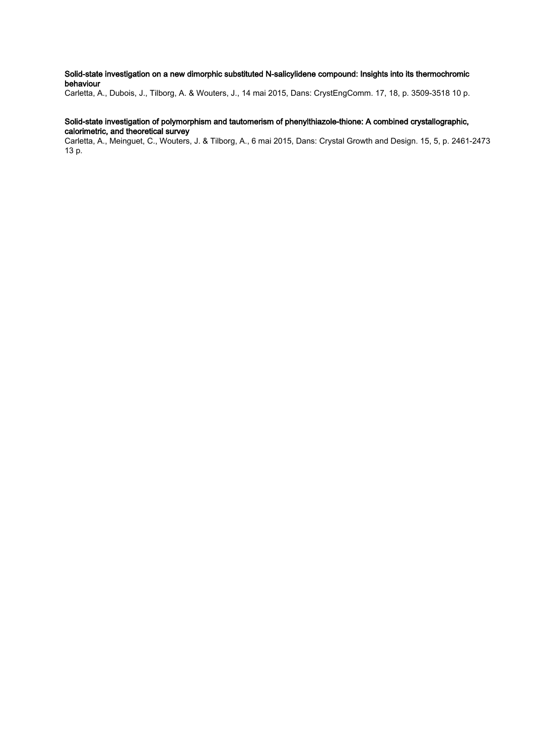**Solid-state investigation on a new dimorphic substituted N-salicylidene compound: Insights into its thermochromic behaviour**

Carletta, A., Dubois, J., Tilborg, A. & Wouters, J., 14 mai 2015, Dans: CrystEngComm. 17, 18, p. 3509-3518 10 p.

**Solid-state investigation of polymorphism and tautomerism of phenylthiazole-thione: A combined crystallographic, calorimetric, and theoretical survey**

Carletta, A., Meinguet, C., Wouters, J. & Tilborg, A., 6 mai 2015, Dans: Crystal Growth and Design. 15, 5, p. 2461-2473 13 p.